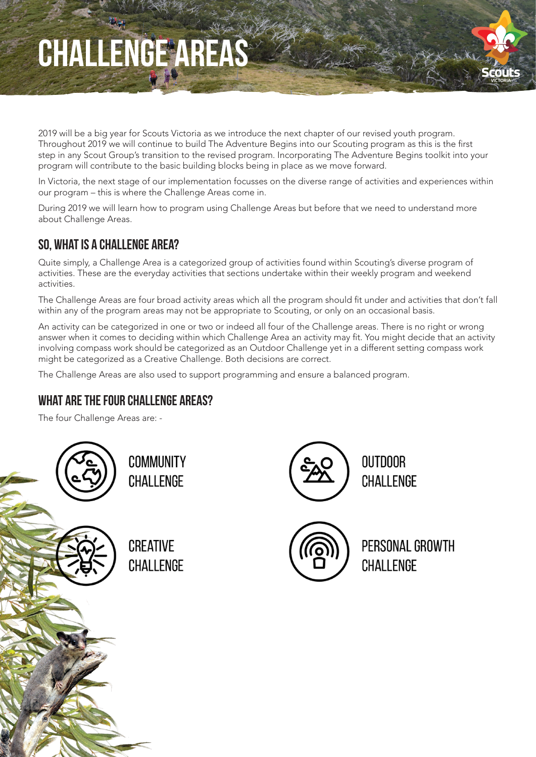# CHALLENGE AREAS

2019 will be a big year for Scouts Victoria as we introduce the next chapter of our revised youth program. Throughout 2019 we will continue to build The Adventure Begins into our Scouting program as this is the first step in any Scout Group's transition to the revised program. Incorporating The Adventure Begins toolkit into your program will contribute to the basic building blocks being in place as we move forward.

In Victoria, the next stage of our implementation focusses on the diverse range of activities and experiences within our program – this is where the Challenge Areas come in.

During 2019 we will learn how to program using Challenge Areas but before that we need to understand more about Challenge Areas.

## SO, WHAT IS A CHALLENGE AREA?

Quite simply, a Challenge Area is a categorized group of activities found within Scouting's diverse program of activities. These are the everyday activities that sections undertake within their weekly program and weekend activities.

The Challenge Areas are four broad activity areas which all the program should fit under and activities that don't fall within any of the program areas may not be appropriate to Scouting, or only on an occasional basis.

An activity can be categorized in one or two or indeed all four of the Challenge areas. There is no right or wrong answer when it comes to deciding within which Challenge Area an activity may fit. You might decide that an activity involving compass work should be categorized as an Outdoor Challenge yet in a different setting compass work might be categorized as a Creative Challenge. Both decisions are correct.

The Challenge Areas are also used to support programming and ensure a balanced program.

## WHAT ARE THE FOUR CHALLENGE AREAS?

The four Challenge Areas are: -

- COMMUNITY CHALLENGE
- OUTDOOR CHALLENGE
- CREATIVE CHALLENGE
- PERSONAL GROWTH CHALLENGE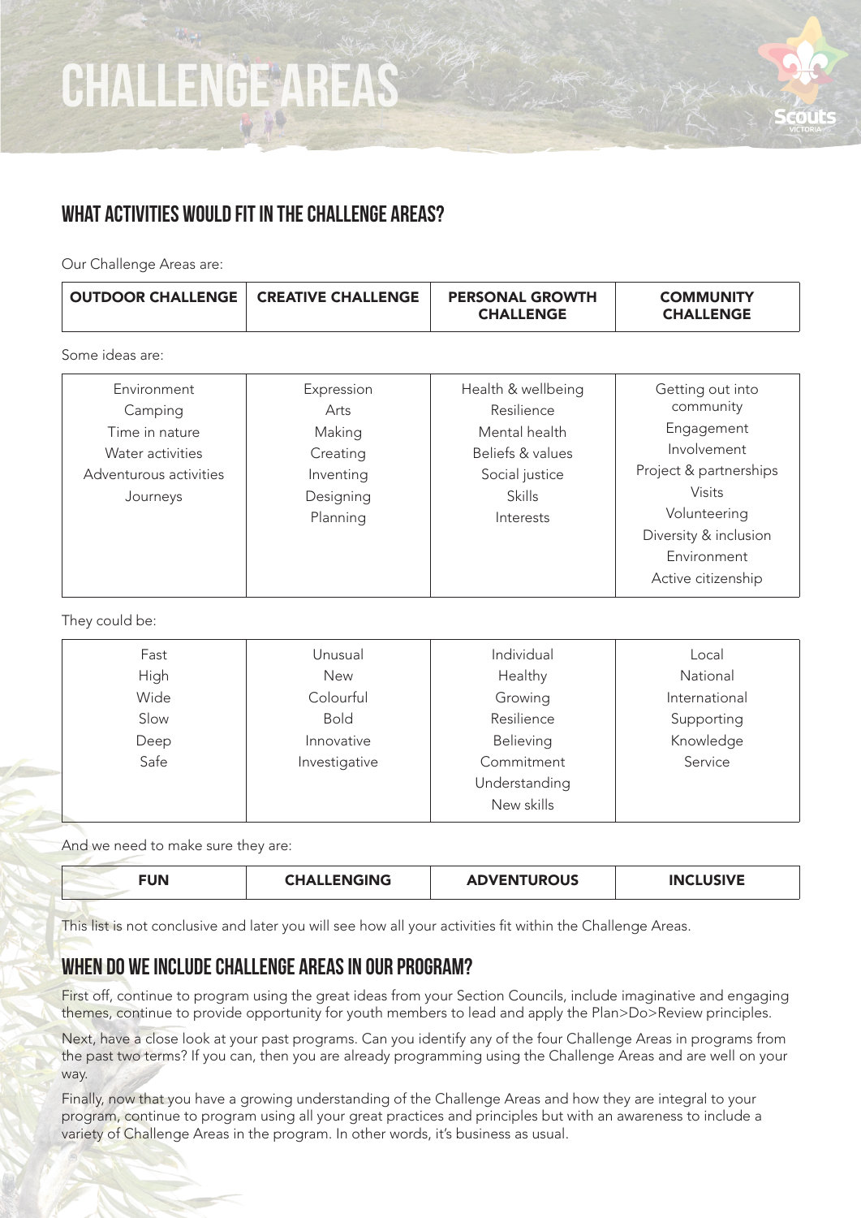# CHALLENGE AREAS

## WHAT ACTIVITIES WOULD FIT IN THE CHALLENGE AREAS?

Our Challenge Areas are:

| OUTDOOR CHALLENGE | CREATIVE CHALLENGE | PERSONAL GROWTH CHALLENGE | COMMUNITY CHALLENGE |
|---|---|---|---|

Some ideas are:

| | | | |
|---|---|---|---|
| Environment<br>Camping<br>Time in nature<br>Water activities<br>Adventurous activities<br>Journeys | Expression<br>Arts<br>Making<br>Creating<br>Inventing<br>Designing<br>Planning | Health & wellbeing<br>Resilience<br>Mental health<br>Beliefs & values<br>Social justice<br>Skills<br>Interests | Getting out into community<br>Engagement<br>Involvement<br>Project & partnerships<br>Visits<br>Volunteering<br>Diversity & inclusion<br>Environment<br>Active citizenship |

They could be:

| | | | |
|---|---|---|---|
| Fast<br>High<br>Wide<br>Slow<br>Deep<br>Safe | Unusual<br>New<br>Colourful<br>Bold<br>Innovative<br>Investigative | Individual<br>Healthy<br>Growing<br>Resilience<br>Believing<br>Commitment<br>Understanding<br>New skills | Local<br>National<br>International<br>Supporting<br>Knowledge<br>Service |

And we need to make sure they are:

| FUN | CHALLENGING | ADVENTUROUS | INCLUSIVE |
|---|---|---|---|

This list is not conclusive and later you will see how all your activities fit within the Challenge Areas.

## WHEN DO WE INCLUDE CHALLENGE AREAS IN OUR PROGRAM?

First off, continue to program using the great ideas from your Section Councils, include imaginative and engaging themes, continue to provide opportunity for youth members to lead and apply the Plan>Do>Review principles.

Next, have a close look at your past programs. Can you identify any of the four Challenge Areas in programs from the past two terms? If you can, then you are already programming using the Challenge Areas and are well on your way.

Finally, now that you have a growing understanding of the Challenge Areas and how they are integral to your program, continue to program using all your great practices and principles but with an awareness to include a variety of Challenge Areas in the program. In other words, it's business as usual.